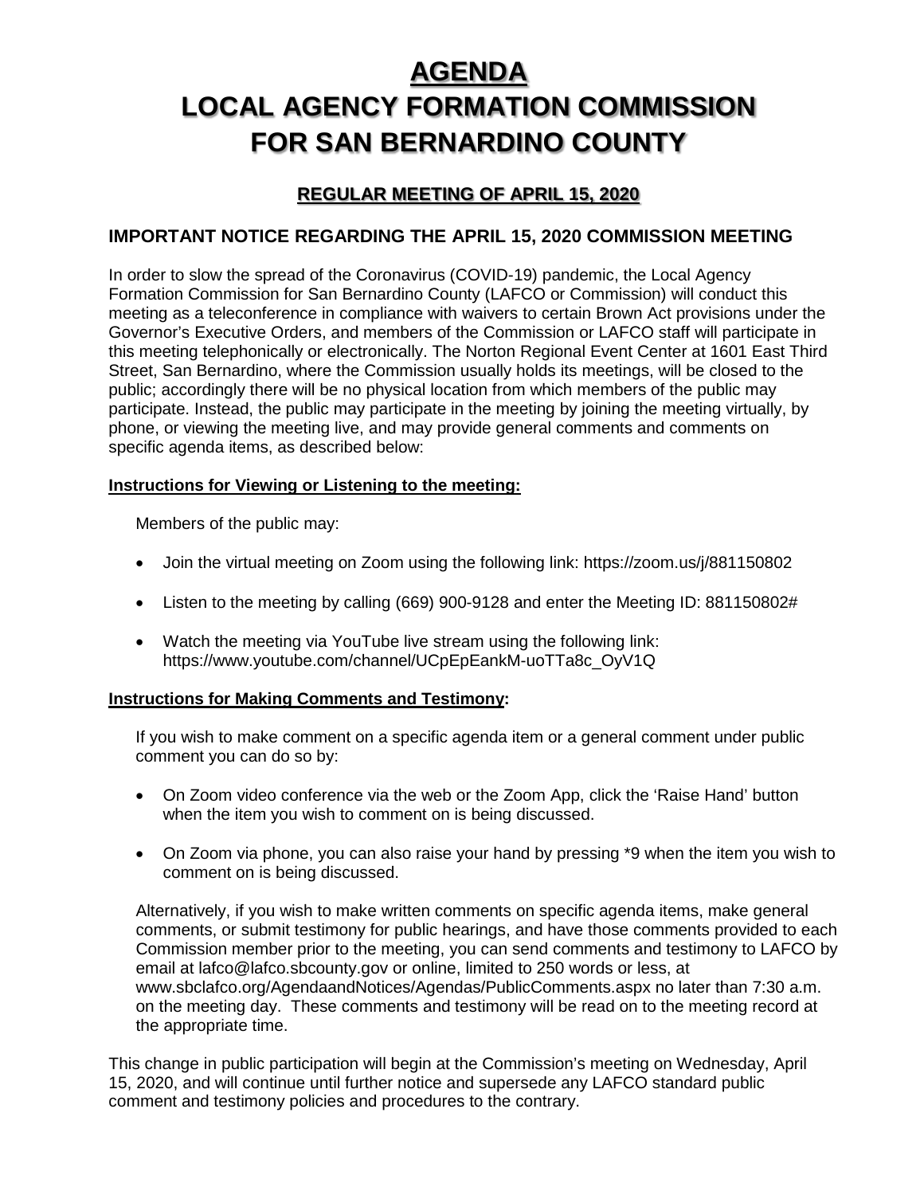# AGENDA
# LOCAL AGENCY FORMATION COMMISSION FOR SAN BERNARDINO COUNTY

## REGULAR MEETING OF APRIL 15, 2020

### IMPORTANT NOTICE REGARDING THE APRIL 15, 2020 COMMISSION MEETING

In order to slow the spread of the Coronavirus (COVID-19) pandemic, the Local Agency Formation Commission for San Bernardino County (LAFCO or Commission) will conduct this meeting as a teleconference in compliance with waivers to certain Brown Act provisions under the Governor's Executive Orders, and members of the Commission or LAFCO staff will participate in this meeting telephonically or electronically. The Norton Regional Event Center at 1601 East Third Street, San Bernardino, where the Commission usually holds its meetings, will be closed to the public; accordingly there will be no physical location from which members of the public may participate. Instead, the public may participate in the meeting by joining the meeting virtually, by phone, or viewing the meeting live, and may provide general comments and comments on specific agenda items, as described below:

**Instructions for Viewing or Listening to the meeting:**

Members of the public may:

- Join the virtual meeting on Zoom using the following link: https://zoom.us/j/881150802
- Listen to the meeting by calling (669) 900-9128 and enter the Meeting ID: 881150802#
- Watch the meeting via YouTube live stream using the following link: https://www.youtube.com/channel/UCpEpEankM-uoTTa8c_OyV1Q

**Instructions for Making Comments and Testimony:**

If you wish to make comment on a specific agenda item or a general comment under public comment you can do so by:

- On Zoom video conference via the web or the Zoom App, click the 'Raise Hand' button when the item you wish to comment on is being discussed.
- On Zoom via phone, you can also raise your hand by pressing *9 when the item you wish to comment on is being discussed.

Alternatively, if you wish to make written comments on specific agenda items, make general comments, or submit testimony for public hearings, and have those comments provided to each Commission member prior to the meeting, you can send comments and testimony to LAFCO by email at lafco@lafco.sbcounty.gov or online, limited to 250 words or less, at www.sbclafco.org/AgendaandNotices/Agendas/PublicComments.aspx no later than 7:30 a.m. on the meeting day. These comments and testimony will be read on to the meeting record at the appropriate time.

This change in public participation will begin at the Commission's meeting on Wednesday, April 15, 2020, and will continue until further notice and supersede any LAFCO standard public comment and testimony policies and procedures to the contrary.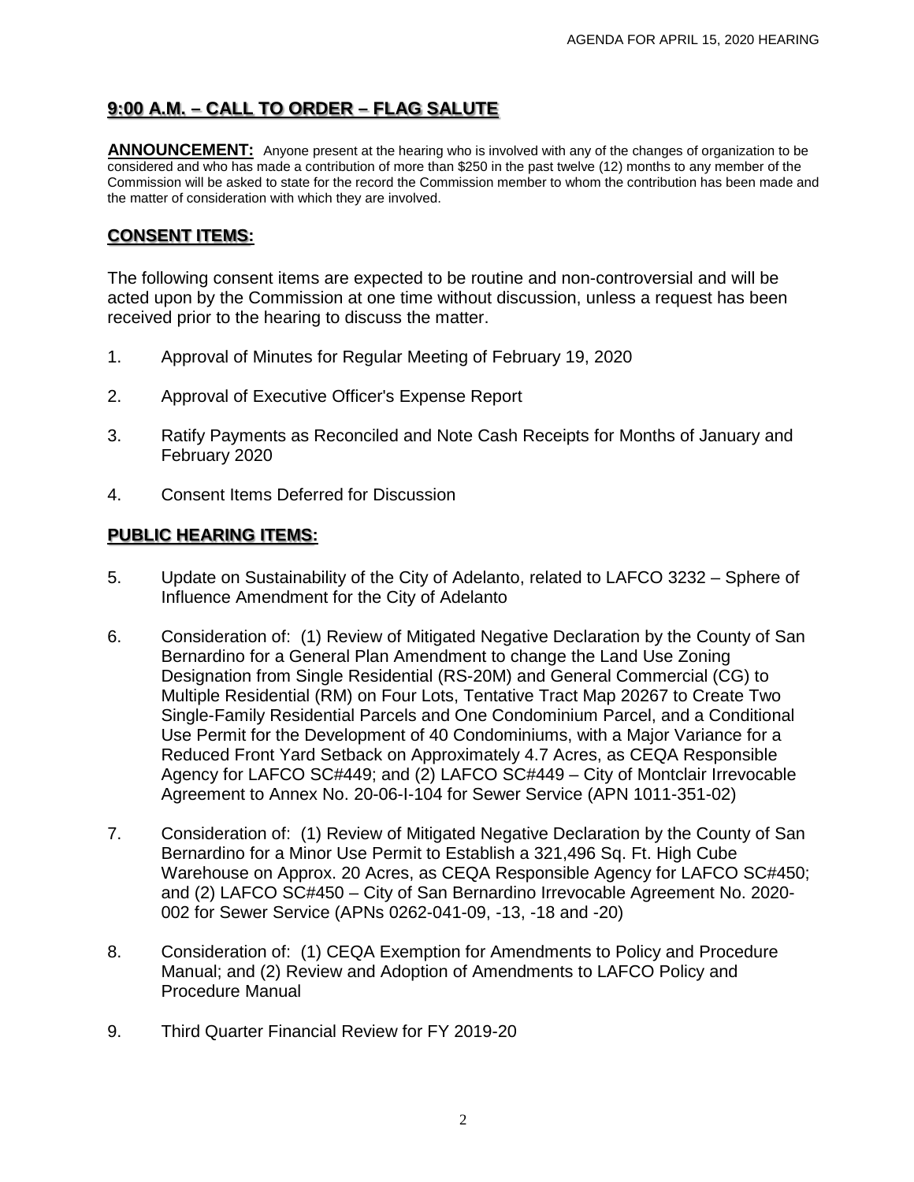## 9:00 A.M. – CALL TO ORDER – FLAG SALUTE

**ANNOUNCEMENT:** Anyone present at the hearing who is involved with any of the changes of organization to be considered and who has made a contribution of more than $250 in the past twelve (12) months to any member of the Commission will be asked to state for the record the Commission member to whom the contribution has been made and the matter of consideration with which they are involved.

## CONSENT ITEMS:

The following consent items are expected to be routine and non-controversial and will be acted upon by the Commission at one time without discussion, unless a request has been received prior to the hearing to discuss the matter.

1. Approval of Minutes for Regular Meeting of February 19, 2020

2. Approval of Executive Officer's Expense Report

3. Ratify Payments as Reconciled and Note Cash Receipts for Months of January and February 2020

4. Consent Items Deferred for Discussion

## PUBLIC HEARING ITEMS:

5. Update on Sustainability of the City of Adelanto, related to LAFCO 3232 – Sphere of Influence Amendment for the City of Adelanto

6. Consideration of: (1) Review of Mitigated Negative Declaration by the County of San Bernardino for a General Plan Amendment to change the Land Use Zoning Designation from Single Residential (RS-20M) and General Commercial (CG) to Multiple Residential (RM) on Four Lots, Tentative Tract Map 20267 to Create Two Single-Family Residential Parcels and One Condominium Parcel, and a Conditional Use Permit for the Development of 40 Condominiums, with a Major Variance for a Reduced Front Yard Setback on Approximately 4.7 Acres, as CEQA Responsible Agency for LAFCO SC#449; and (2) LAFCO SC#449 – City of Montclair Irrevocable Agreement to Annex No. 20-06-I-104 for Sewer Service (APN 1011-351-02)

7. Consideration of: (1) Review of Mitigated Negative Declaration by the County of San Bernardino for a Minor Use Permit to Establish a 321,496 Sq. Ft. High Cube Warehouse on Approx. 20 Acres, as CEQA Responsible Agency for LAFCO SC#450; and (2) LAFCO SC#450 – City of San Bernardino Irrevocable Agreement No. 2020-002 for Sewer Service (APNs 0262-041-09, -13, -18 and -20)

8. Consideration of: (1) CEQA Exemption for Amendments to Policy and Procedure Manual; and (2) Review and Adoption of Amendments to LAFCO Policy and Procedure Manual

9. Third Quarter Financial Review for FY 2019-20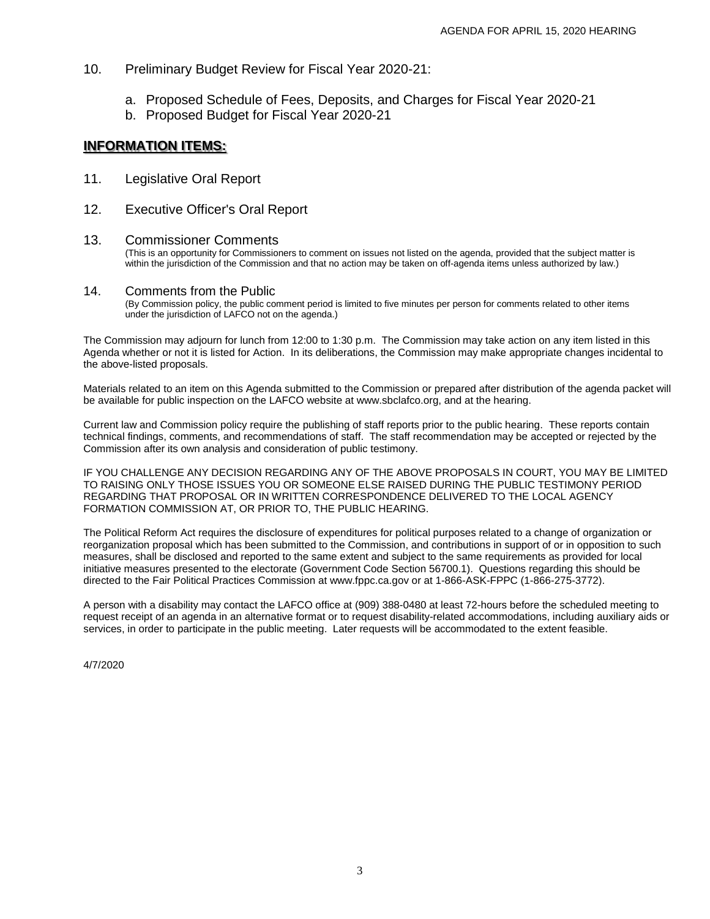10. Preliminary Budget Review for Fiscal Year 2020-21:

    a. Proposed Schedule of Fees, Deposits, and Charges for Fiscal Year 2020-21
    b. Proposed Budget for Fiscal Year 2020-21

## INFORMATION ITEMS:

11. Legislative Oral Report

12. Executive Officer's Oral Report

13. Commissioner Comments
    (This is an opportunity for Commissioners to comment on issues not listed on the agenda, provided that the subject matter is within the jurisdiction of the Commission and that no action may be taken on off-agenda items unless authorized by law.)

14. Comments from the Public
    (By Commission policy, the public comment period is limited to five minutes per person for comments related to other items under the jurisdiction of LAFCO not on the agenda.)

The Commission may adjourn for lunch from 12:00 to 1:30 p.m. The Commission may take action on any item listed in this Agenda whether or not it is listed for Action. In its deliberations, the Commission may make appropriate changes incidental to the above-listed proposals.

Materials related to an item on this Agenda submitted to the Commission or prepared after distribution of the agenda packet will be available for public inspection on the LAFCO website at www.sbclafco.org, and at the hearing.

Current law and Commission policy require the publishing of staff reports prior to the public hearing. These reports contain technical findings, comments, and recommendations of staff. The staff recommendation may be accepted or rejected by the Commission after its own analysis and consideration of public testimony.

IF YOU CHALLENGE ANY DECISION REGARDING ANY OF THE ABOVE PROPOSALS IN COURT, YOU MAY BE LIMITED TO RAISING ONLY THOSE ISSUES YOU OR SOMEONE ELSE RAISED DURING THE PUBLIC TESTIMONY PERIOD REGARDING THAT PROPOSAL OR IN WRITTEN CORRESPONDENCE DELIVERED TO THE LOCAL AGENCY FORMATION COMMISSION AT, OR PRIOR TO, THE PUBLIC HEARING.

The Political Reform Act requires the disclosure of expenditures for political purposes related to a change of organization or reorganization proposal which has been submitted to the Commission, and contributions in support of or in opposition to such measures, shall be disclosed and reported to the same extent and subject to the same requirements as provided for local initiative measures presented to the electorate (Government Code Section 56700.1). Questions regarding this should be directed to the Fair Political Practices Commission at www.fppc.ca.gov or at 1-866-ASK-FPPC (1-866-275-3772).

A person with a disability may contact the LAFCO office at (909) 388-0480 at least 72-hours before the scheduled meeting to request receipt of an agenda in an alternative format or to request disability-related accommodations, including auxiliary aids or services, in order to participate in the public meeting. Later requests will be accommodated to the extent feasible.

4/7/2020